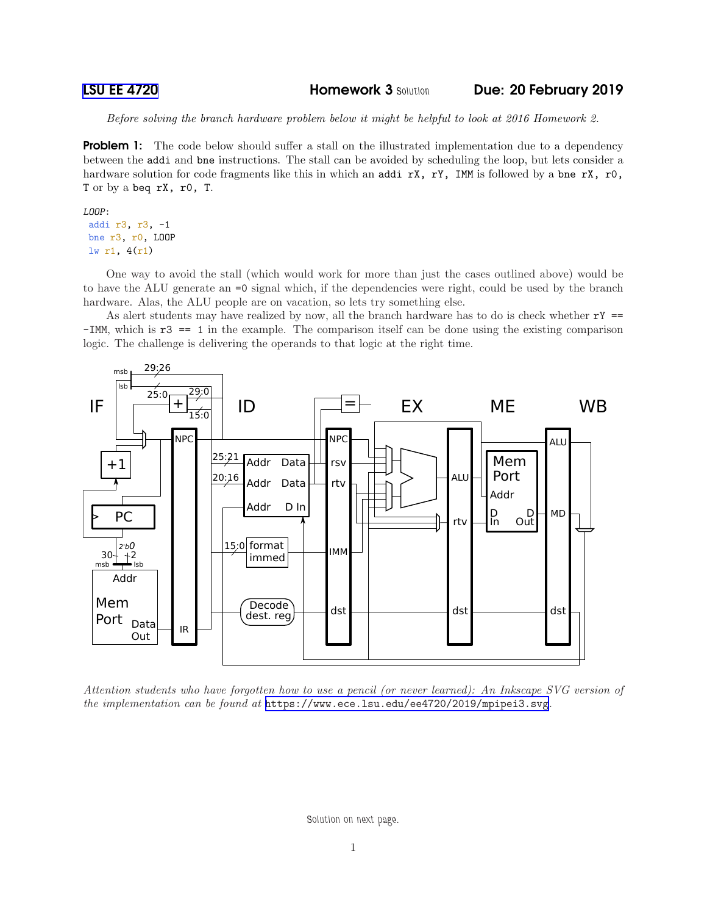LSU EE 4720 **Homework 3** Solution **Due: 20 February 2019**

*Before solving the branch hardware problem below it might be helpful to look at 2016 Homework 2.*

**Problem 1:** The code below should suffer a stall on the illustrated implementation due to a dependency between the `addi` and `bne` instructions. The stall can be avoided by scheduling the loop, but lets consider a hardware solution for code fragments like this in which an `addi rX, rY, IMM` is followed by a `bne rX, r0, T` or by a `beq rX, r0, T`.

```
LOOP:
 addi r3, r3, -1
 bne r3, r0, LOOP
 lw r1, 4(r1)
```

One way to avoid the stall (which would work for more than just the cases outlined above) would be to have the ALU generate an `=0` signal which, if the dependencies were right, could be used by the branch hardware. Alas, the ALU people are on vacation, so lets try something else.

As alert students may have realized by now, all the branch hardware has to do is check whether `rY == -IMM`, which is `r3 == 1` in the example. The comparison itself can be done using the existing comparison logic. The challenge is delivering the operands to that logic at the right time.

*Attention students who have forgotten how to use a pencil (or never learned): An Inkscape SVG version of the implementation can be found at* https://www.ece.lsu.edu/ee4720/2019/mpipei3.svg.

Solution on next page.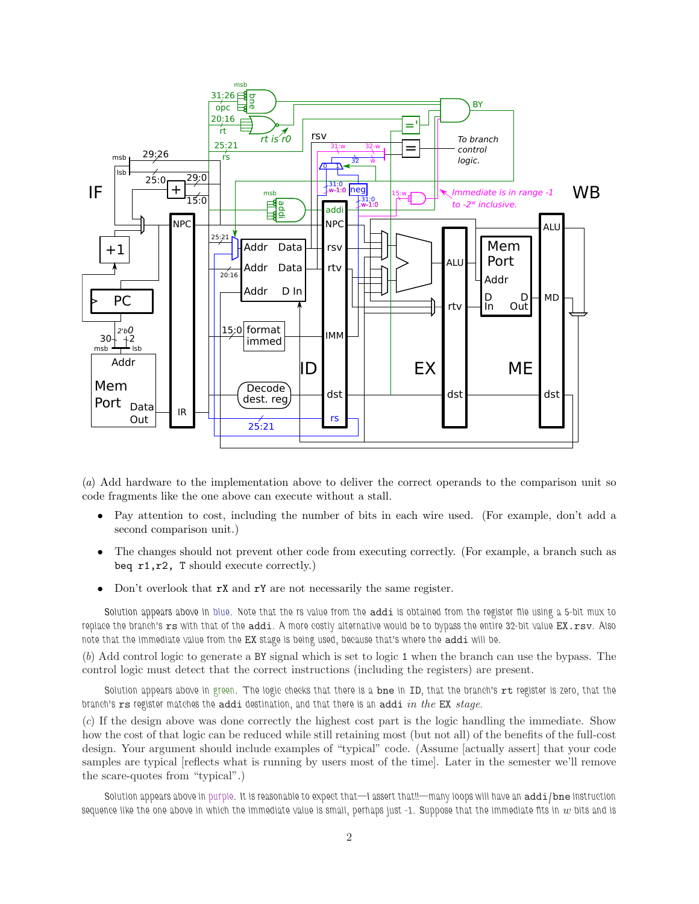(*a*) Add hardware to the implementation above to deliver the correct operands to the comparison unit so code fragments like the one above can execute without a stall.

- Pay attention to cost, including the number of bits in each wire used. (For example, don't add a second comparison unit.)
- The changes should not prevent other code from executing correctly. (For example, a branch such as `beq r1,r2, T` should execute correctly.)
- Don't overlook that `rX` and `rY` are not necessarily the same register.

Solution appears above in blue. Note that the rs value from the `addi` is obtained from the register file using a 5-bit mux to replace the branch's `rs` with that of the `addi`. A more costly alternative would be to bypass the entire 32-bit value `EX.rsv`. Also note that the immediate value from the `EX` stage is being used, because that's where the `addi` will be.

(*b*) Add control logic to generate a `BY` signal which is set to logic 1 when the branch can use the bypass. The control logic must detect that the correct instructions (including the registers) are present.

Solution appears above in green. The logic checks that there is a `bne` in `ID`, that the branch's `rt` register is zero, that the branch's `rs` register matches the `addi` destination, and that there is an `addi` *in the* `EX` *stage*.

(*c*) If the design above was done correctly the highest cost part is the logic handling the immediate. Show how the cost of that logic can be reduced while still retaining most (but not all) of the benefits of the full-cost design. Your argument should include examples of "typical" code. (Assume [actually assert] that your code samples are typical [reflects what is running by users most of the time]. Later in the semester we'll remove the scare-quotes from "typical".)

Solution appears above in purple. It is reasonable to expect that—I assert that!!—many loops will have an `addi`/`bne` instruction sequence like the one above in which the immediate value is small, perhaps just -1. Suppose that the immediate fits in $w$ bits and is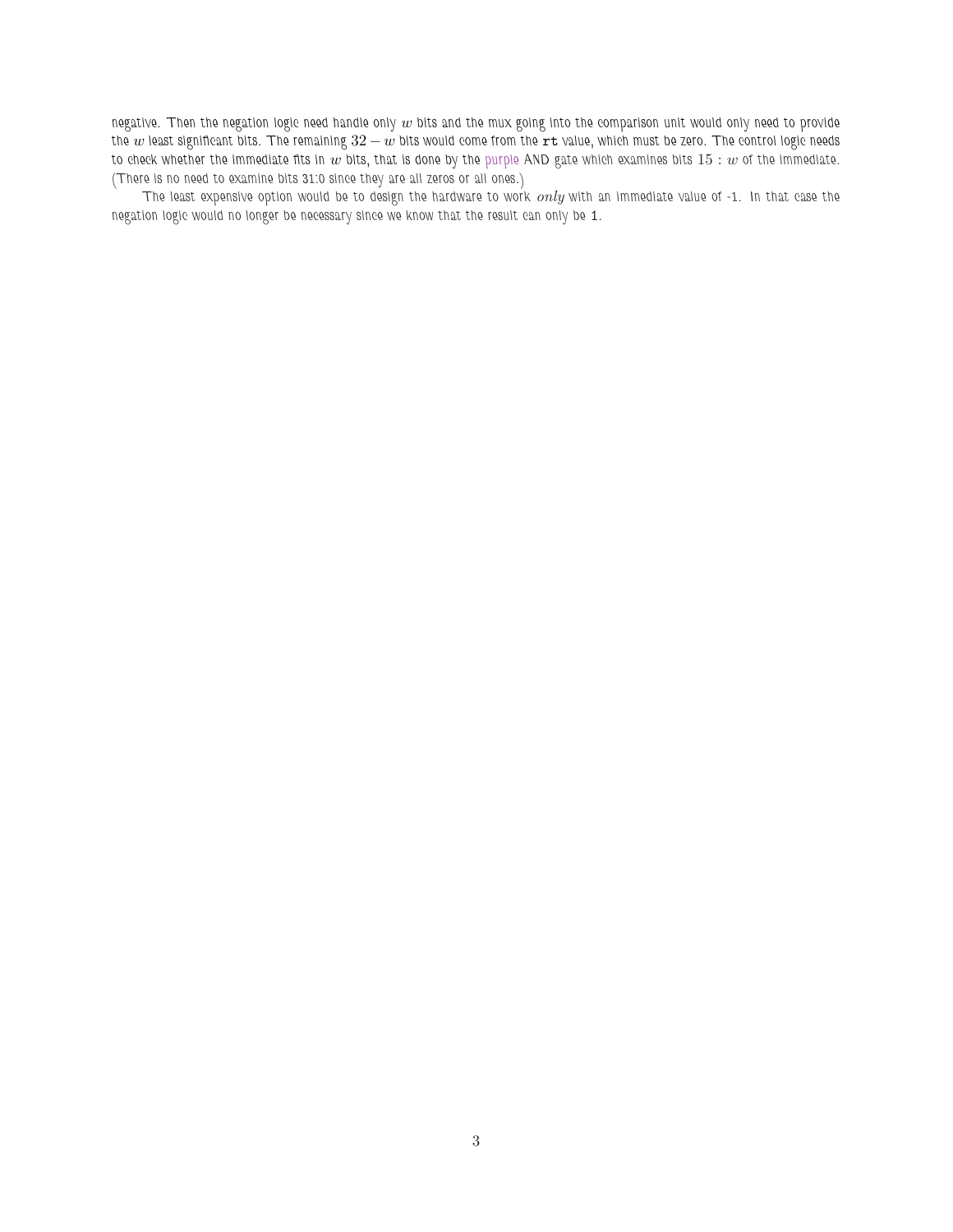negative. Then the negation logic need handle only $w$ bits and the mux going into the comparison unit would only need to provide the $w$ least significant bits. The remaining $32 - w$ bits would come from the `rt` value, which must be zero. The control logic needs to check whether the immediate fits in $w$ bits, that is done by the purple AND gate which examines bits $15 : w$ of the immediate. (There is no need to examine bits 31:0 since they are all zeros or all ones.)

The least expensive option would be to design the hardware to work *only* with an immediate value of -1. In that case the negation logic would no longer be necessary since we know that the result can only be 1.